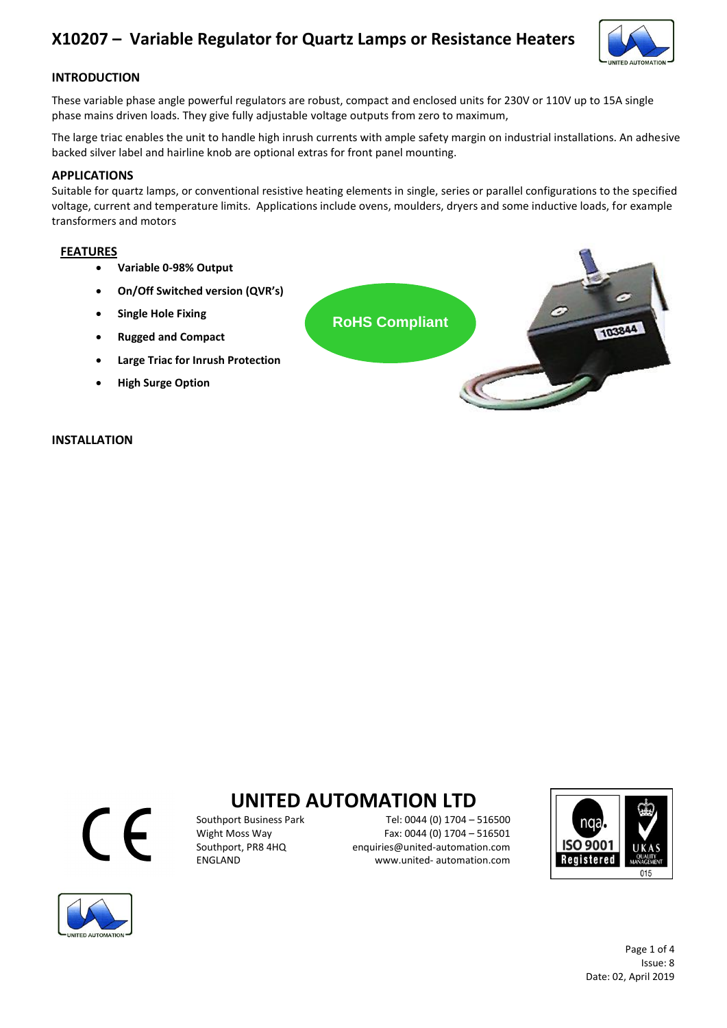# X10207 – Variable Regulator for Quartz Lamps or Resistance Heaters

## INTRODUCTION

These variable phase angle powerful regulators are robust, compact and enclosed units for 230V or 110V up to 15A single phase mains driven loads. They give fully adjustable voltage outputs from zero to maximum,

The large triac enables the unit to handle high inrush currents with ample safety margin on industrial installations. An adhesive backed silver label and hairline knob are optional extras for front panel mounting.

## APPLICATIONS

Suitable for quartz lamps, or conventional resistive heating elements in single, series or parallel configurations to the specified voltage, current and temperature limits. Applications include ovens, moulders, dryers and some inductive loads, for example transformers and motors

## FEATURES

- **Variable 0-98% Output**
- **On/Off Switched version (QVR's)**
- **Single Hole Fixing**
- **Rugged and Compact**
- **Large Triac for Inrush Protection**
- **High Surge Option**

RoHS Compliant

## INSTALLATION

# UNITED AUTOMATION LTD

Southport Business Park
Wight Moss Way
Southport, PR8 4HQ
ENGLAND

Tel: 0044 (0) 1704 – 516500
Fax: 0044 (0) 1704 – 516501
enquiries@united-automation.com
www.united- automation.com

Issue: 8
Date: 02, April 2019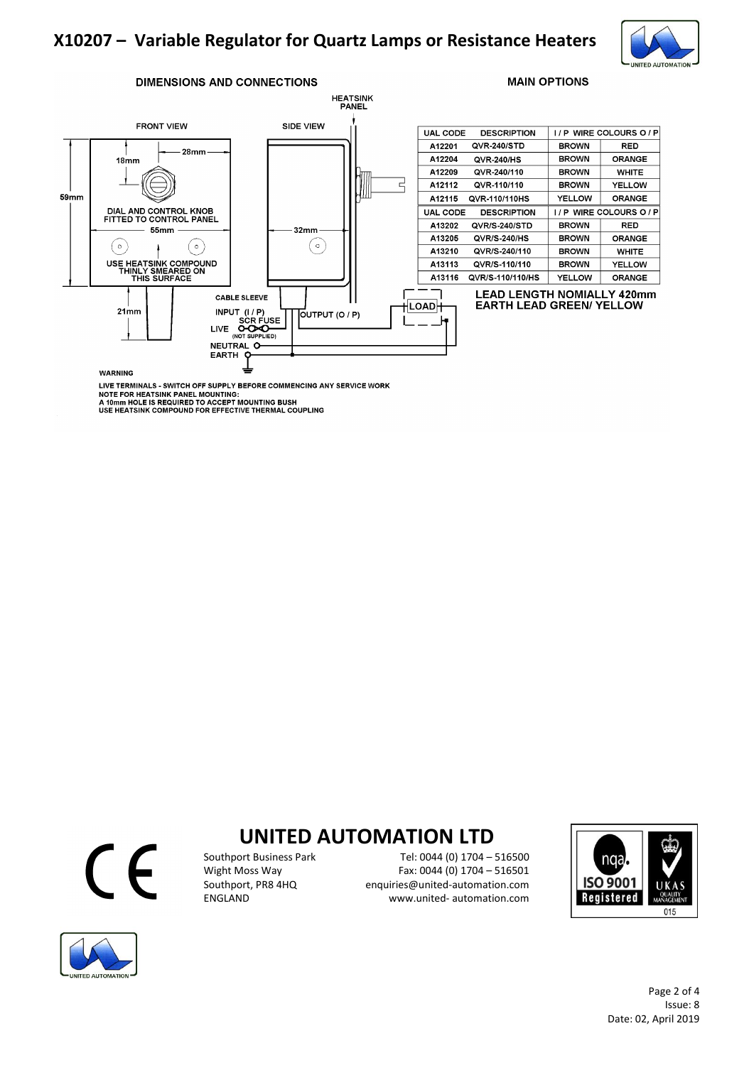# X10207 – Variable Regulator for Quartz Lamps or Resistance Heaters

## DIMENSIONS AND CONNECTIONS

HEATSINK PANEL

FRONT VIEW

SIDE VIEW

28mm

18mm

59mm

DIAL AND CONTROL KNOB FITTED TO CONTROL PANEL

55mm

32mm

USE HEATSINK COMPOUND THINLY SMEARED ON THIS SURFACE

CABLE SLEEVE

21mm

INPUT (I / P)

OUTPUT (O / P)

SCR FUSE

LIVE

(NOT SUPPLIED)

NEUTRAL

EARTH

LOAD

**WARNING**

LIVE TERMINALS - SWITCH OFF SUPPLY BEFORE COMMENCING ANY SERVICE WORK

NOTE FOR HEATSINK PANEL MOUNTING:
A 10mm HOLE IS REQUIRED TO ACCEPT MOUNTING BUSH
USE HEATSINK COMPOUND FOR EFFECTIVE THERMAL COUPLING

## MAIN OPTIONS

| UAL CODE | DESCRIPTION | I / P WIRE COLOURS | O / P |
|---|---|---|---|
| A12201 | QVR-240/STD | BROWN | RED |
| A12204 | QVR-240/HS | BROWN | ORANGE |
| A12209 | QVR-240/110 | BROWN | WHITE |
| A12112 | QVR-110/110 | BROWN | YELLOW |
| A12115 | QVR-110/110HS | YELLOW | ORANGE |

| UAL CODE | DESCRIPTION | I / P WIRE COLOURS | O / P |
|---|---|---|---|
| A13202 | QVR/S-240/STD | BROWN | RED |
| A13205 | QVR/S-240/HS | BROWN | ORANGE |
| A13210 | QVR/S-240/110 | BROWN | WHITE |
| A13113 | QVR/S-110/110 | BROWN | YELLOW |
| A13116 | QVR/S-110/110/HS | YELLOW | ORANGE |

**LEAD LENGTH NOMIALLY 420mm**
**EARTH LEAD GREEN/ YELLOW**

## UNITED AUTOMATION LTD

Southport Business Park
Wight Moss Way
Southport, PR8 4HQ
ENGLAND

Tel: 0044 (0) 1704 – 516500
Fax: 0044 (0) 1704 – 516501
enquiries@united-automation.com
www.united- automation.com

Issue: 8
Date: 02, April 2019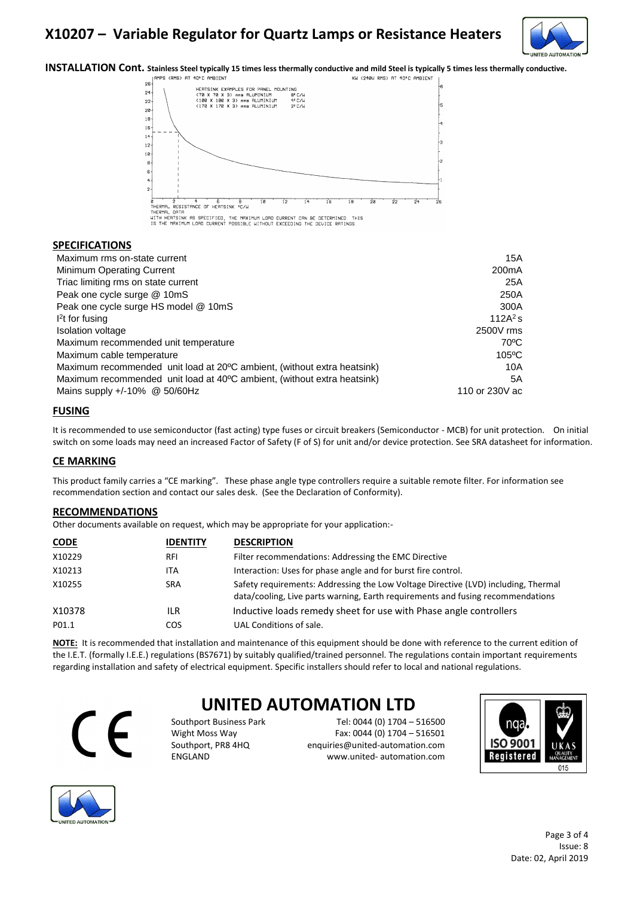## INSTALLATION Cont. Stainless Steel typically 15 times less thermally conductive and mild Steel is typically 5 times less thermally conductive.

AMPS (RMS) AT 40°C AMBIENT

KW (240V RMS) AT 40°C AMBIENT

HEATSINK EXAMPLES FOR PANEL MOUNTING
(70 X 70 X 3) mms ALUMINIUM 8° C/W
(100 X 100 X 3) mms ALUMINIUM 4° C/W
(170 X 170 X 3) mms ALUMINIUM 2° C/W

THERMAL RESISTANCE OF HEATSINK °C/W

THERMAL DATA
WITH HEATSINK AS SPECIFIED, THE MAXIMUM LOAD CURRENT CAN BE DETERMINED. THIS IS THE MAXIMUM LOAD CURRENT POSSIBLE WITHOUT EXCEEDING THE DEVICE RATINGS.

## SPECIFICATIONS

| | |
|---|---|
| Maximum rms on-state current | 15A |
| Minimum Operating Current | 200mA |
| Triac limiting rms on state current | 25A |
| Peak one cycle surge @ 10mS | 250A |
| Peak one cycle surge HS model @ 10mS | 300A |
| $I^2t$ for fusing | $112A^2s$ |
| Isolation voltage | 2500V rms |
| Maximum recommended unit temperature | 70ºC |
| Maximum cable temperature | 105ºC |
| Maximum recommended unit load at 20ºC ambient, (without extra heatsink) | 10A |
| Maximum recommended unit load at 40ºC ambient, (without extra heatsink) | 5A |
| Mains supply +/-10% @ 50/60Hz | 110 or 230V ac |

## FUSING

It is recommended to use semiconductor (fast acting) type fuses or circuit breakers (Semiconductor - MCB) for unit protection. On initial switch on some loads may need an increased Factor of Safety (F of S) for unit and/or device protection. See SRA datasheet for information.

## CE MARKING

This product family carries a "CE marking". These phase angle type controllers require a suitable remote filter. For information see recommendation section and contact our sales desk. (See the Declaration of Conformity).

## RECOMMENDATIONS

Other documents available on request, which may be appropriate for your application:-

| CODE | IDENTITY | DESCRIPTION |
|---|---|---|
| X10229 | RFI | Filter recommendations: Addressing the EMC Directive |
| X10213 | ITA | Interaction: Uses for phase angle and for burst fire control. |
| X10255 | SRA | Safety requirements: Addressing the Low Voltage Directive (LVD) including, Thermal data/cooling, Live parts warning, Earth requirements and fusing recommendations |
| X10378 | ILR | Inductive loads remedy sheet for use with Phase angle controllers |
| P01.1 | COS | UAL Conditions of sale. |

**NOTE:** It is recommended that installation and maintenance of this equipment should be done with reference to the current edition of the I.E.T. (formally I.E.E.) regulations (BS7671) by suitably qualified/trained personnel. The regulations contain important requirements regarding installation and safety of electrical equipment. Specific installers should refer to local and national regulations.

# UNITED AUTOMATION LTD

Southport Business Park
Wight Moss Way
Southport, PR8 4HQ
ENGLAND

Tel: 0044 (0) 1704 – 516500
Fax: 0044 (0) 1704 – 516501
enquiries@united-automation.com
www.united- automation.com

Issue: 8
Date: 02, April 2019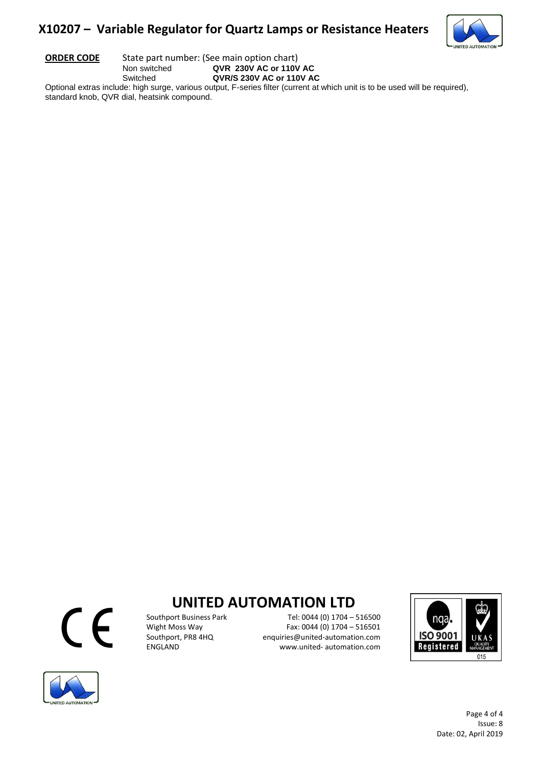**ORDER CODE**

State part number: (See main option chart)

| | |
|---|---|
| Non switched | **QVR 230V AC or 110V AC** |
| Switched | **QVR/S 230V AC or 110V AC** |

Optional extras include: high surge, various output, F-series filter (current at which unit is to be used will be required), standard knob, QVR dial, heatsink compound.

## UNITED AUTOMATION LTD

Southport Business Park
Wight Moss Way
Southport, PR8 4HQ
ENGLAND

Tel: 0044 (0) 1704 – 516500
Fax: 0044 (0) 1704 – 516501
enquiries@united-automation.com
www.united- automation.com

Issue: 8
Date: 02, April 2019